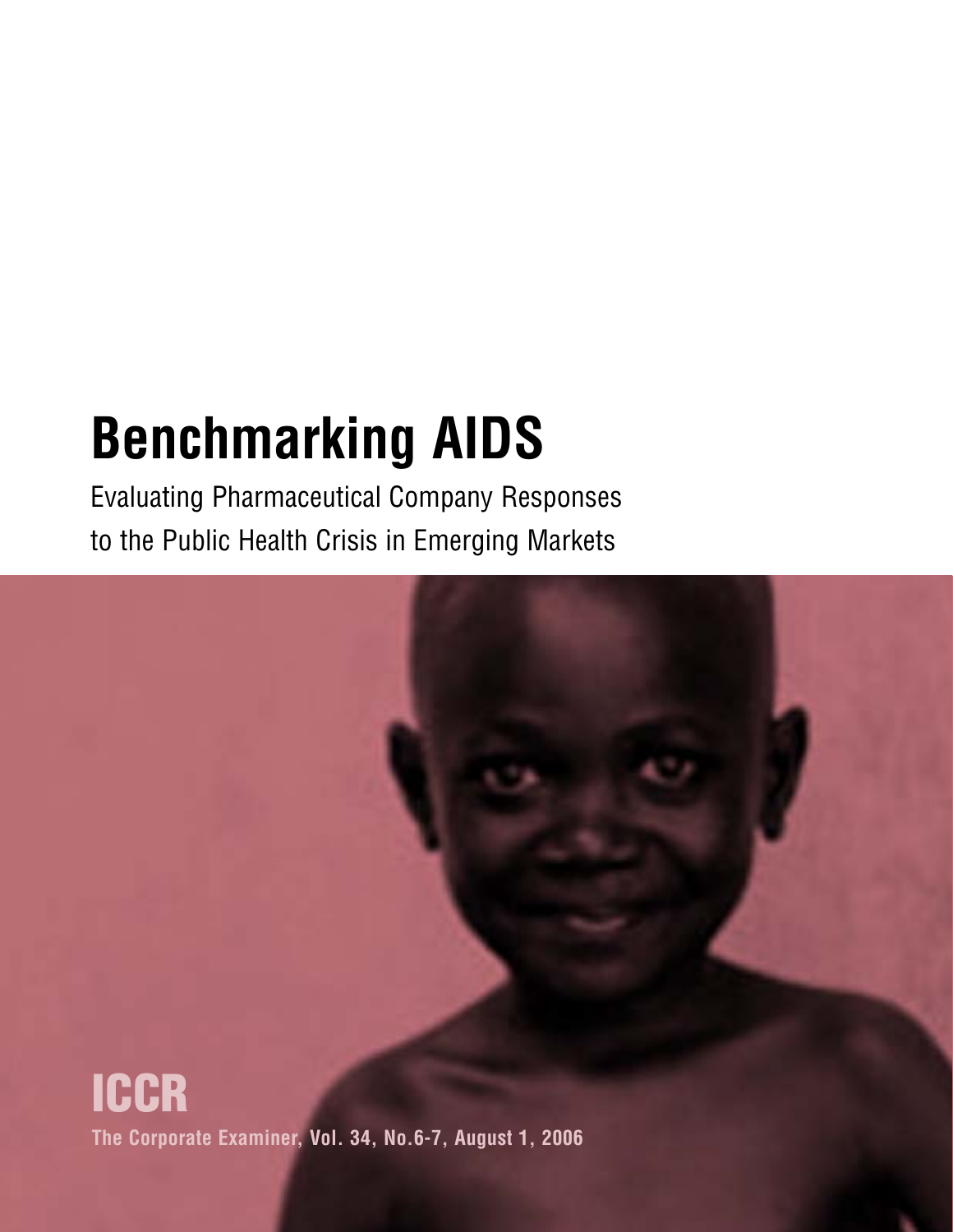# Benchmarking AIDS

Evaluating Pharmaceutical Company Responses to the Public Health Crisis in Emerging Markets

**ICCR**

**The Corporate Examiner, Vol. 34, No.6-7, August 1, 2006**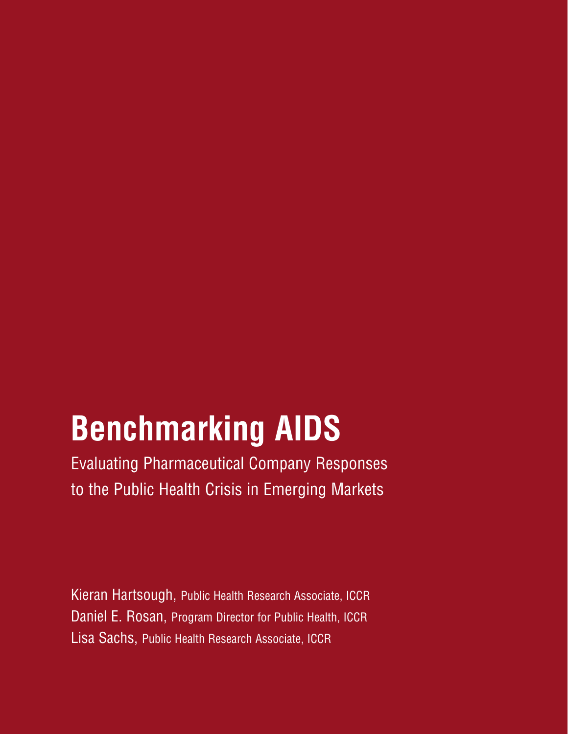# Benchmarking AIDS

Evaluating Pharmaceutical Company Responses to the Public Health Crisis in Emerging Markets

Kieran Hartsough, Public Health Research Associate, ICCR

Daniel E. Rosan, Program Director for Public Health, ICCR

Lisa Sachs, Public Health Research Associate, ICCR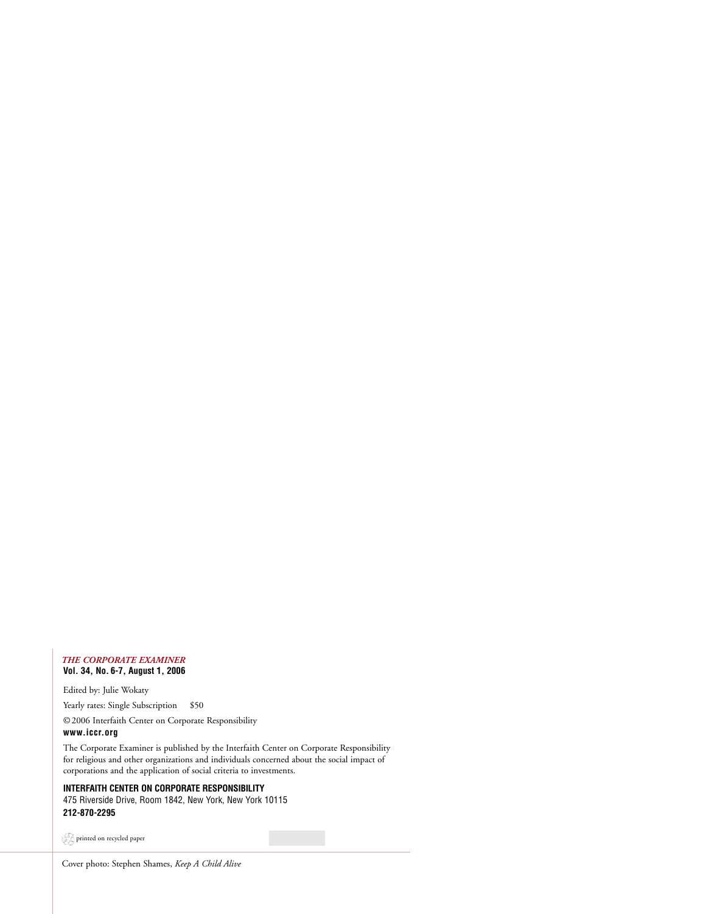*THE CORPORATE EXAMINER*
**Vol. 34, No. 6-7, August 1, 2006**

Edited by: Julie Wokaty

Yearly rates: Single Subscription $50

© 2006 Interfaith Center on Corporate Responsibility
**www.iccr.org**

The Corporate Examiner is published by the Interfaith Center on Corporate Responsibility for religious and other organizations and individuals concerned about the social impact of corporations and the application of social criteria to investments.

**INTERFAITH CENTER ON CORPORATE RESPONSIBILITY**
475 Riverside Drive, Room 1842, New York, New York 10115
**212-870-2295**

printed on recycled paper

Cover photo: Stephen Shames, *Keep A Child Alive*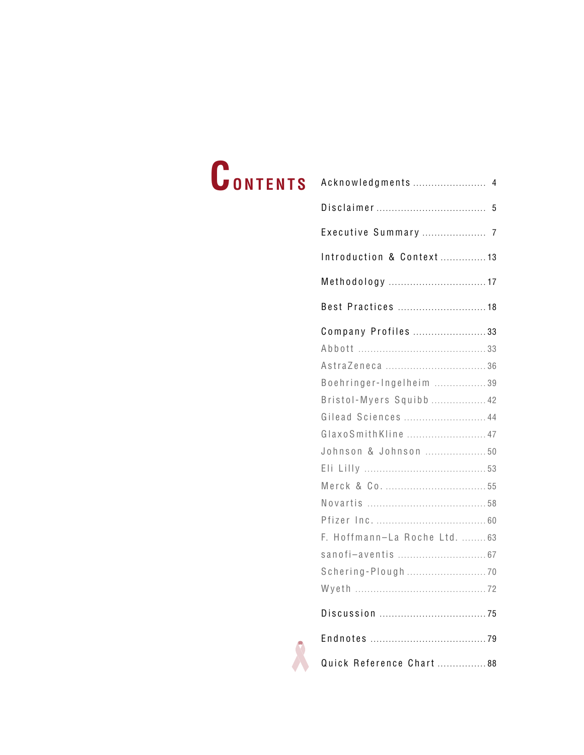# Contents

- Acknowledgments ........................ 4
- Disclaimer ........................ 5
- Executive Summary ........................ 7
- Introduction & Context ........................ 13
- Methodology ........................ 17
- Best Practices ........................ 18
- Company Profiles ........................ 33
  - Abbott ........................ 33
  - AstraZeneca ........................ 36
  - Boehringer-Ingelheim ........................ 39
  - Bristol-Myers Squibb ........................ 42
  - Gilead Sciences ........................ 44
  - GlaxoSmithKline ........................ 47
  - Johnson & Johnson ........................ 50
  - Eli Lilly ........................ 53
  - Merck & Co. ........................ 55
  - Novartis ........................ 58
  - Pfizer Inc. ........................ 60
  - F. Hoffmann–La Roche Ltd. ........................ 63
  - sanofi–aventis ........................ 67
  - Schering-Plough ........................ 70
  - Wyeth ........................ 72
- Discussion ........................ 75
- Endnotes ........................ 79
- Quick Reference Chart ........................ 88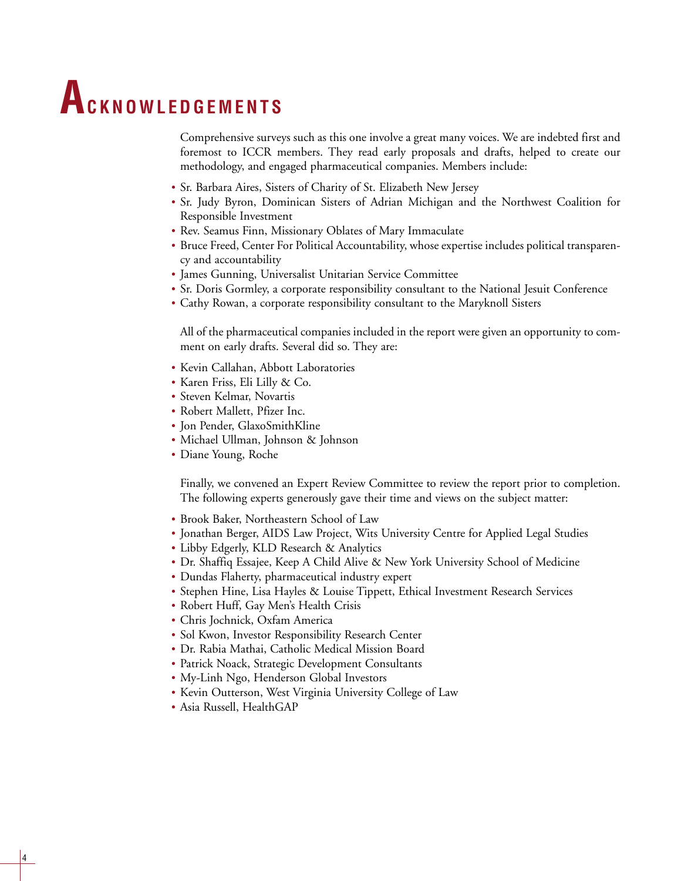# Acknowledgements

Comprehensive surveys such as this one involve a great many voices. We are indebted first and foremost to ICCR members. They read early proposals and drafts, helped to create our methodology, and engaged pharmaceutical companies. Members include:

- Sr. Barbara Aires, Sisters of Charity of St. Elizabeth New Jersey
- Sr. Judy Byron, Dominican Sisters of Adrian Michigan and the Northwest Coalition for Responsible Investment
- Rev. Seamus Finn, Missionary Oblates of Mary Immaculate
- Bruce Freed, Center For Political Accountability, whose expertise includes political transparency and accountability
- James Gunning, Universalist Unitarian Service Committee
- Sr. Doris Gormley, a corporate responsibility consultant to the National Jesuit Conference
- Cathy Rowan, a corporate responsibility consultant to the Maryknoll Sisters

All of the pharmaceutical companies included in the report were given an opportunity to comment on early drafts. Several did so. They are:

- Kevin Callahan, Abbott Laboratories
- Karen Friss, Eli Lilly & Co.
- Steven Kelmar, Novartis
- Robert Mallett, Pfizer Inc.
- Jon Pender, GlaxoSmithKline
- Michael Ullman, Johnson & Johnson
- Diane Young, Roche

Finally, we convened an Expert Review Committee to review the report prior to completion. The following experts generously gave their time and views on the subject matter:

- Brook Baker, Northeastern School of Law
- Jonathan Berger, AIDS Law Project, Wits University Centre for Applied Legal Studies
- Libby Edgerly, KLD Research & Analytics
- Dr. Shaffiq Essajee, Keep A Child Alive & New York University School of Medicine
- Dundas Flaherty, pharmaceutical industry expert
- Stephen Hine, Lisa Hayles & Louise Tippett, Ethical Investment Research Services
- Robert Huff, Gay Men's Health Crisis
- Chris Jochnick, Oxfam America
- Sol Kwon, Investor Responsibility Research Center
- Dr. Rabia Mathai, Catholic Medical Mission Board
- Patrick Noack, Strategic Development Consultants
- My-Linh Ngo, Henderson Global Investors
- Kevin Outterson, West Virginia University College of Law
- Asia Russell, HealthGAP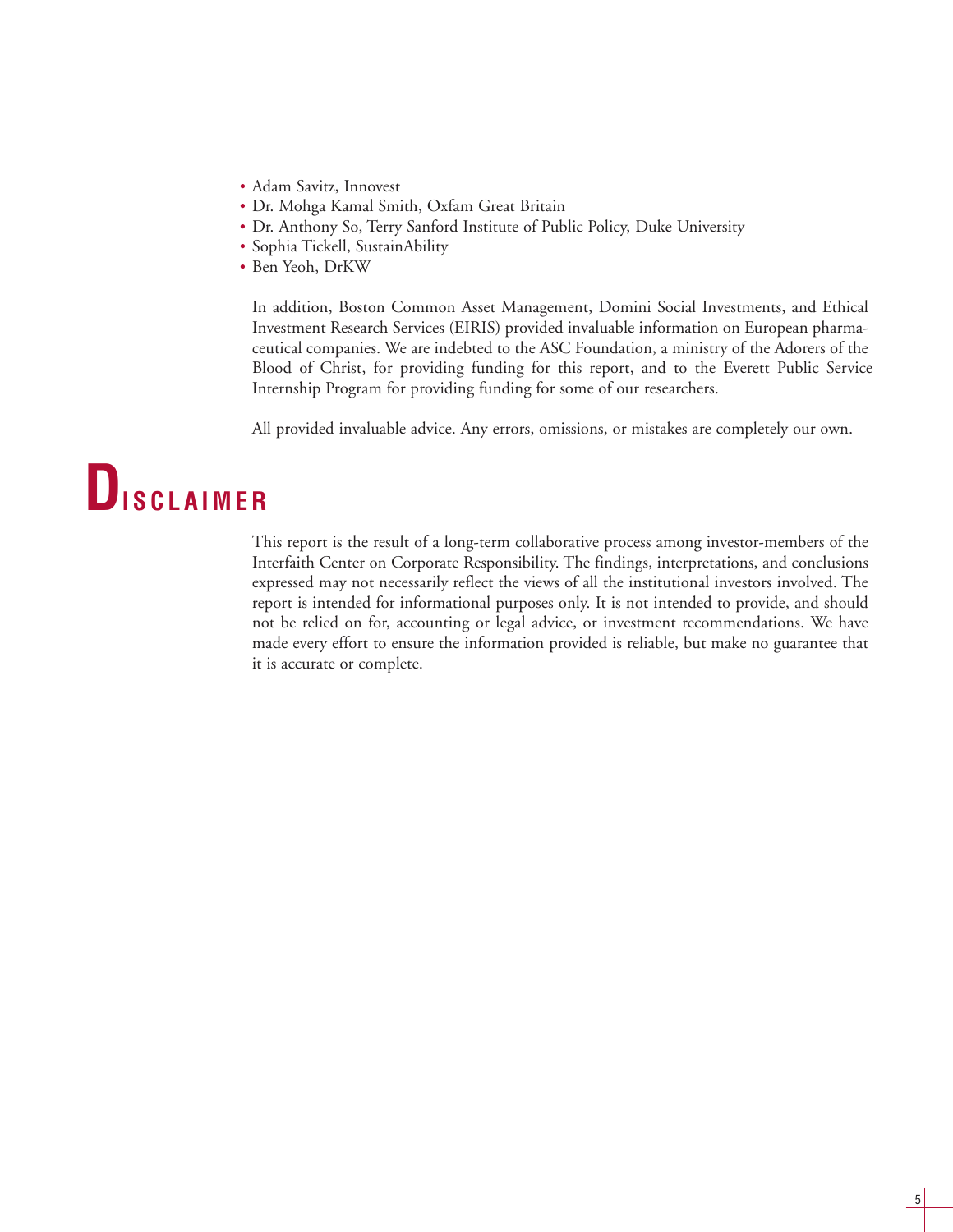- Adam Savitz, Innovest
- Dr. Mohga Kamal Smith, Oxfam Great Britain
- Dr. Anthony So, Terry Sanford Institute of Public Policy, Duke University
- Sophia Tickell, SustainAbility
- Ben Yeoh, DrKW

In addition, Boston Common Asset Management, Domini Social Investments, and Ethical Investment Research Services (EIRIS) provided invaluable information on European pharmaceutical companies. We are indebted to the ASC Foundation, a ministry of the Adorers of the Blood of Christ, for providing funding for this report, and to the Everett Public Service Internship Program for providing funding for some of our researchers.

All provided invaluable advice. Any errors, omissions, or mistakes are completely our own.

# Disclaimer

This report is the result of a long-term collaborative process among investor-members of the Interfaith Center on Corporate Responsibility. The findings, interpretations, and conclusions expressed may not necessarily reflect the views of all the institutional investors involved. The report is intended for informational purposes only. It is not intended to provide, and should not be relied on for, accounting or legal advice, or investment recommendations. We have made every effort to ensure the information provided is reliable, but make no guarantee that it is accurate or complete.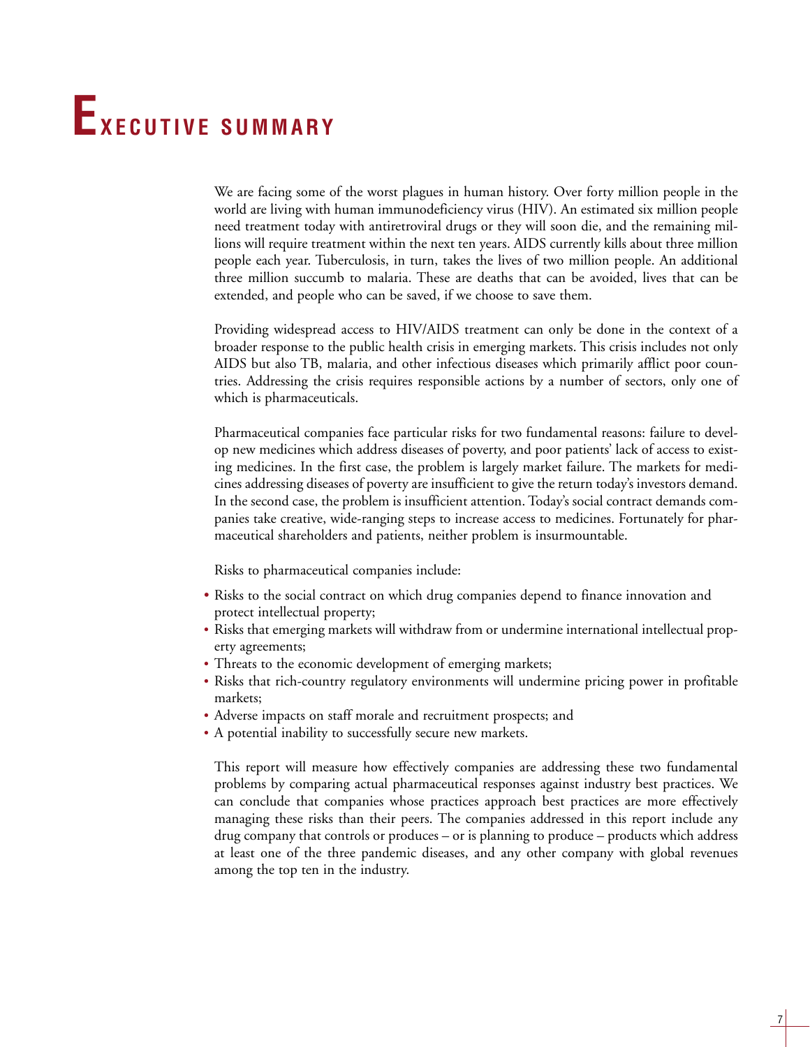# Executive Summary

We are facing some of the worst plagues in human history. Over forty million people in the world are living with human immunodeficiency virus (HIV). An estimated six million people need treatment today with antiretroviral drugs or they will soon die, and the remaining millions will require treatment within the next ten years. AIDS currently kills about three million people each year. Tuberculosis, in turn, takes the lives of two million people. An additional three million succumb to malaria. These are deaths that can be avoided, lives that can be extended, and people who can be saved, if we choose to save them.

Providing widespread access to HIV/AIDS treatment can only be done in the context of a broader response to the public health crisis in emerging markets. This crisis includes not only AIDS but also TB, malaria, and other infectious diseases which primarily afflict poor countries. Addressing the crisis requires responsible actions by a number of sectors, only one of which is pharmaceuticals.

Pharmaceutical companies face particular risks for two fundamental reasons: failure to develop new medicines which address diseases of poverty, and poor patients' lack of access to existing medicines. In the first case, the problem is largely market failure. The markets for medicines addressing diseases of poverty are insufficient to give the return today's investors demand. In the second case, the problem is insufficient attention. Today's social contract demands companies take creative, wide-ranging steps to increase access to medicines. Fortunately for pharmaceutical shareholders and patients, neither problem is insurmountable.

Risks to pharmaceutical companies include:

- Risks to the social contract on which drug companies depend to finance innovation and protect intellectual property;
- Risks that emerging markets will withdraw from or undermine international intellectual property agreements;
- Threats to the economic development of emerging markets;
- Risks that rich-country regulatory environments will undermine pricing power in profitable markets;
- Adverse impacts on staff morale and recruitment prospects; and
- A potential inability to successfully secure new markets.

This report will measure how effectively companies are addressing these two fundamental problems by comparing actual pharmaceutical responses against industry best practices. We can conclude that companies whose practices approach best practices are more effectively managing these risks than their peers. The companies addressed in this report include any drug company that controls or produces – or is planning to produce – products which address at least one of the three pandemic diseases, and any other company with global revenues among the top ten in the industry.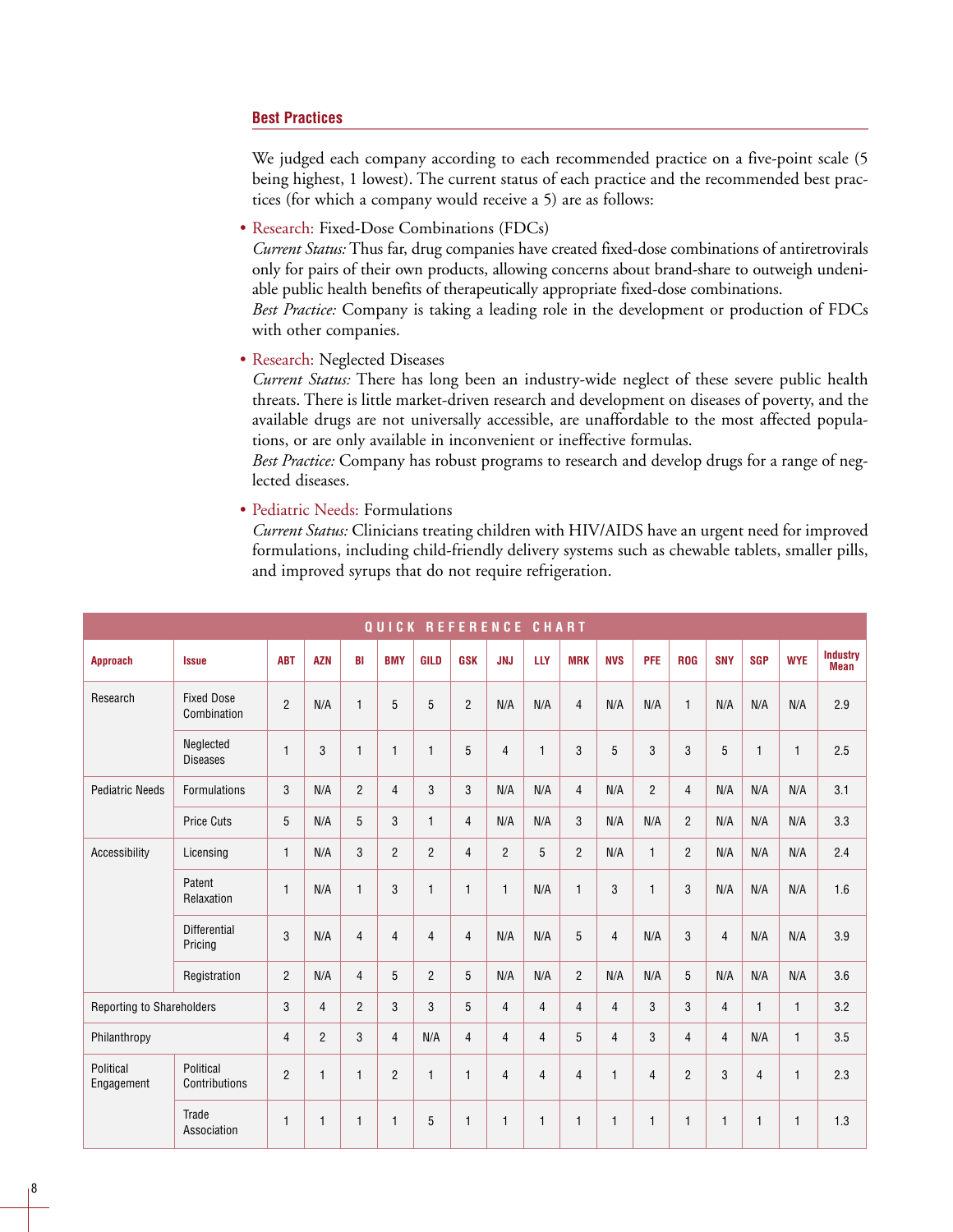## Best Practices

We judged each company according to each recommended practice on a five-point scale (5 being highest, 1 lowest). The current status of each practice and the recommended best practices (for which a company would receive a 5) are as follows:

- Research: Fixed-Dose Combinations (FDCs)
  *Current Status:* Thus far, drug companies have created fixed-dose combinations of antiretrovirals only for pairs of their own products, allowing concerns about brand-share to outweigh undeniable public health benefits of therapeutically appropriate fixed-dose combinations.
  *Best Practice:* Company is taking a leading role in the development or production of FDCs with other companies.

- Research: Neglected Diseases
  *Current Status:* There has long been an industry-wide neglect of these severe public health threats. There is little market-driven research and development on diseases of poverty, and the available drugs are not universally accessible, are unaffordable to the most affected populations, or are only available in inconvenient or ineffective formulas.
  *Best Practice:* Company has robust programs to research and develop drugs for a range of neglected diseases.

- Pediatric Needs: Formulations
  *Current Status:* Clinicians treating children with HIV/AIDS have an urgent need for improved formulations, including child-friendly delivery systems such as chewable tablets, smaller pills, and improved syrups that do not require refrigeration.

**QUICK REFERENCE CHART**

| Approach | Issue | ABT | AZN | BI | BMY | GILD | GSK | JNJ | LLY | MRK | NVS | PFE | ROG | SNY | SGP | WYE | Industry Mean |
|---|---|---|---|---|---|---|---|---|---|---|---|---|---|---|---|---|---|
| Research | Fixed Dose Combination | 2 | N/A | 1 | 5 | 5 | 2 | N/A | N/A | 4 | N/A | N/A | 1 | N/A | N/A | N/A | 2.9 |
| | Neglected Diseases | 1 | 3 | 1 | 1 | 1 | 5 | 4 | 1 | 3 | 5 | 3 | 3 | 5 | 1 | 1 | 2.5 |
| Pediatric Needs | Formulations | 3 | N/A | 2 | 4 | 3 | 3 | N/A | N/A | 4 | N/A | 2 | 4 | N/A | N/A | N/A | 3.1 |
| | Price Cuts | 5 | N/A | 5 | 3 | 1 | 4 | N/A | N/A | 3 | N/A | N/A | 2 | N/A | N/A | N/A | 3.3 |
| Accessibility | Licensing | 1 | N/A | 3 | 2 | 2 | 4 | 2 | 5 | 2 | N/A | 1 | 2 | N/A | N/A | N/A | 2.4 |
| | Patent Relaxation | 1 | N/A | 1 | 3 | 1 | 1 | 1 | N/A | 1 | 3 | 1 | 3 | N/A | N/A | N/A | 1.6 |
| | Differential Pricing | 3 | N/A | 4 | 4 | 4 | 4 | N/A | N/A | 5 | 4 | N/A | 3 | 4 | N/A | N/A | 3.9 |
| | Registration | 2 | N/A | 4 | 5 | 2 | 5 | N/A | N/A | 2 | N/A | N/A | 5 | N/A | N/A | N/A | 3.6 |
| Reporting to Shareholders | | 3 | 4 | 2 | 3 | 3 | 5 | 4 | 4 | 4 | 4 | 3 | 3 | 4 | 1 | 1 | 3.2 |
| Philanthropy | | 4 | 2 | 3 | 4 | N/A | 4 | 4 | 4 | 5 | 4 | 3 | 4 | 4 | N/A | 1 | 3.5 |
| Political Engagement | Political Contributions | 2 | 1 | 1 | 2 | 1 | 1 | 4 | 4 | 4 | 1 | 4 | 2 | 3 | 4 | 1 | 2.3 |
| | Trade Association | 1 | 1 | 1 | 1 | 5 | 1 | 1 | 1 | 1 | 1 | 1 | 1 | 1 | 1 | 1 | 1.3 |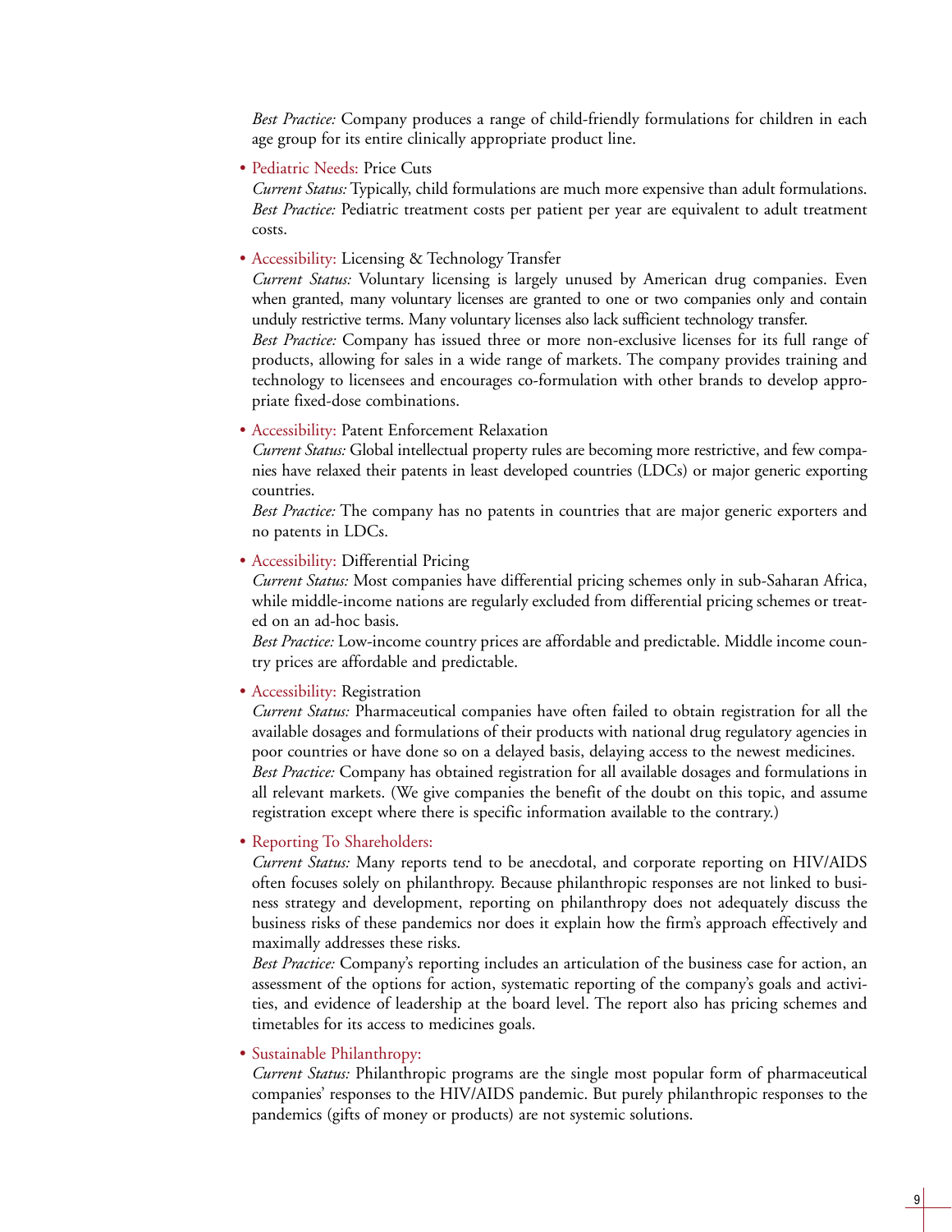*Best Practice:* Company produces a range of child-friendly formulations for children in each age group for its entire clinically appropriate product line.

- Pediatric Needs: Price Cuts

  *Current Status:* Typically, child formulations are much more expensive than adult formulations.
  *Best Practice:* Pediatric treatment costs per patient per year are equivalent to adult treatment costs.

- Accessibility: Licensing & Technology Transfer

  *Current Status:* Voluntary licensing is largely unused by American drug companies. Even when granted, many voluntary licenses are granted to one or two companies only and contain unduly restrictive terms. Many voluntary licenses also lack sufficient technology transfer.
  *Best Practice:* Company has issued three or more non-exclusive licenses for its full range of products, allowing for sales in a wide range of markets. The company provides training and technology to licensees and encourages co-formulation with other brands to develop appropriate fixed-dose combinations.

- Accessibility: Patent Enforcement Relaxation

  *Current Status:* Global intellectual property rules are becoming more restrictive, and few companies have relaxed their patents in least developed countries (LDCs) or major generic exporting countries.
  *Best Practice:* The company has no patents in countries that are major generic exporters and no patents in LDCs.

- Accessibility: Differential Pricing

  *Current Status:* Most companies have differential pricing schemes only in sub-Saharan Africa, while middle-income nations are regularly excluded from differential pricing schemes or treated on an ad-hoc basis.
  *Best Practice:* Low-income country prices are affordable and predictable. Middle income country prices are affordable and predictable.

- Accessibility: Registration

  *Current Status:* Pharmaceutical companies have often failed to obtain registration for all the available dosages and formulations of their products with national drug regulatory agencies in poor countries or have done so on a delayed basis, delaying access to the newest medicines.
  *Best Practice:* Company has obtained registration for all available dosages and formulations in all relevant markets. (We give companies the benefit of the doubt on this topic, and assume registration except where there is specific information available to the contrary.)

- Reporting To Shareholders:

  *Current Status:* Many reports tend to be anecdotal, and corporate reporting on HIV/AIDS often focuses solely on philanthropy. Because philanthropic responses are not linked to business strategy and development, reporting on philanthropy does not adequately discuss the business risks of these pandemics nor does it explain how the firm's approach effectively and maximally addresses these risks.
  *Best Practice:* Company's reporting includes an articulation of the business case for action, an assessment of the options for action, systematic reporting of the company's goals and activities, and evidence of leadership at the board level. The report also has pricing schemes and timetables for its access to medicines goals.

- Sustainable Philanthropy:

  *Current Status:* Philanthropic programs are the single most popular form of pharmaceutical companies' responses to the HIV/AIDS pandemic. But purely philanthropic responses to the pandemics (gifts of money or products) are not systemic solutions.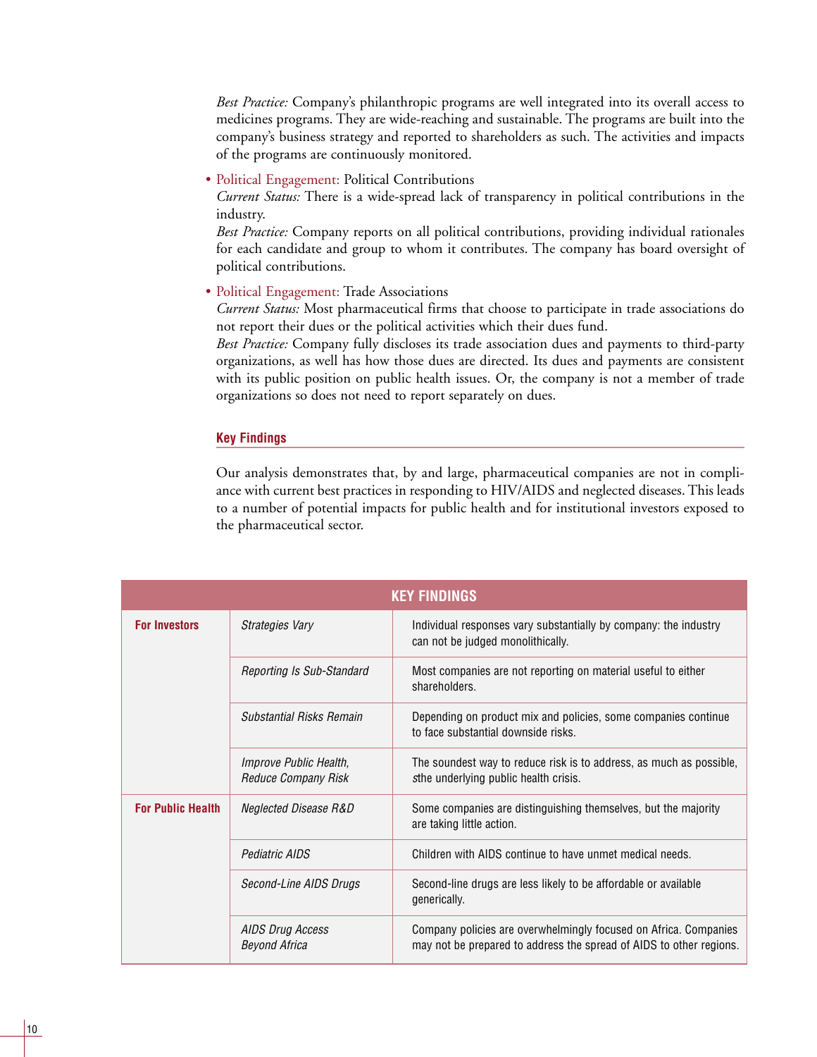*Best Practice:* Company's philanthropic programs are well integrated into its overall access to medicines programs. They are wide-reaching and sustainable. The programs are built into the company's business strategy and reported to shareholders as such. The activities and impacts of the programs are continuously monitored.

- Political Engagement: Political Contributions
  *Current Status:* There is a wide-spread lack of transparency in political contributions in the industry.
  *Best Practice:* Company reports on all political contributions, providing individual rationales for each candidate and group to whom it contributes. The company has board oversight of political contributions.
- Political Engagement: Trade Associations
  *Current Status:* Most pharmaceutical firms that choose to participate in trade associations do not report their dues or the political activities which their dues fund.
  *Best Practice:* Company fully discloses its trade association dues and payments to third-party organizations, as well has how those dues are directed. Its dues and payments are consistent with its public position on public health issues. Or, the company is not a member of trade organizations so does not need to report separately on dues.

### Key Findings

Our analysis demonstrates that, by and large, pharmaceutical companies are not in compliance with current best practices in responding to HIV/AIDS and neglected diseases. This leads to a number of potential impacts for public health and for institutional investors exposed to the pharmaceutical sector.

| KEY FINDINGS | | |
|---|---|---|
| **For Investors** | *Strategies Vary* | Individual responses vary substantially by company: the industry can not be judged monolithically. |
| | *Reporting Is Sub-Standard* | Most companies are not reporting on material useful to either shareholders. |
| | *Substantial Risks Remain* | Depending on product mix and policies, some companies continue to face substantial downside risks. |
| | *Improve Public Health, Reduce Company Risk* | The soundest way to reduce risk is to address, as much as possible, sthe underlying public health crisis. |
| **For Public Health** | *Neglected Disease R&D* | Some companies are distinguishing themselves, but the majority are taking little action. |
| | *Pediatric AIDS* | Children with AIDS continue to have unmet medical needs. |
| | *Second-Line AIDS Drugs* | Second-line drugs are less likely to be affordable or available generically. |
| | *AIDS Drug Access Beyond Africa* | Company policies are overwhelmingly focused on Africa. Companies may not be prepared to address the spread of AIDS to other regions. |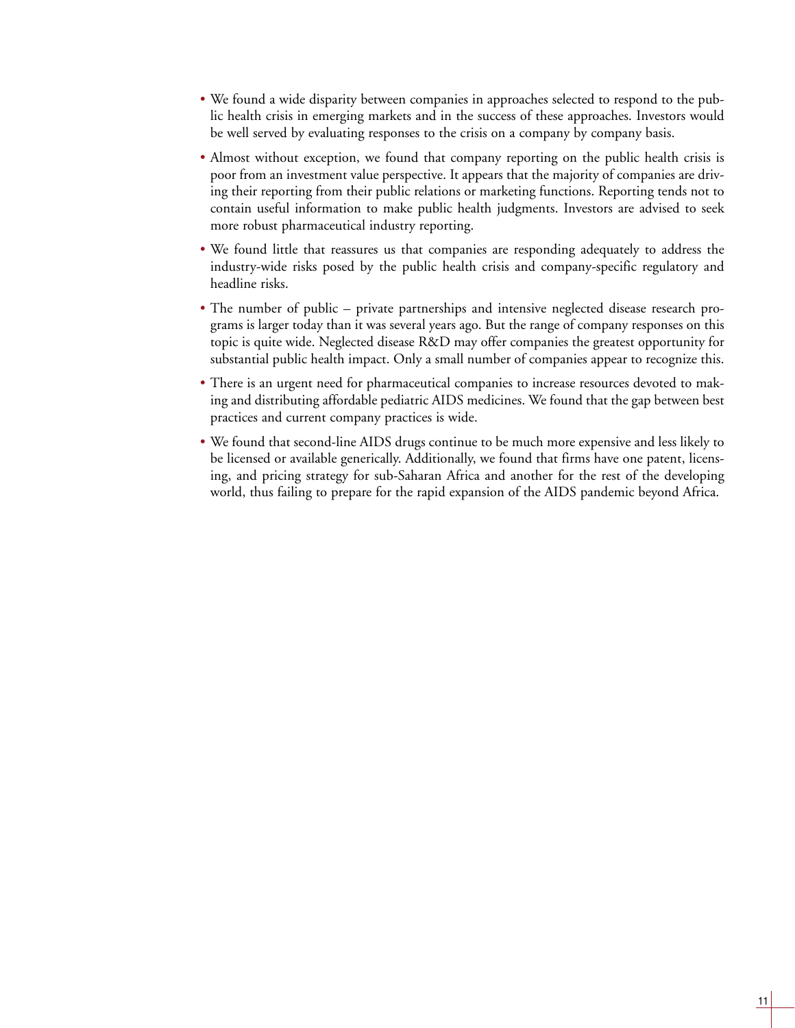- We found a wide disparity between companies in approaches selected to respond to the public health crisis in emerging markets and in the success of these approaches. Investors would be well served by evaluating responses to the crisis on a company by company basis.
- Almost without exception, we found that company reporting on the public health crisis is poor from an investment value perspective. It appears that the majority of companies are driving their reporting from their public relations or marketing functions. Reporting tends not to contain useful information to make public health judgments. Investors are advised to seek more robust pharmaceutical industry reporting.
- We found little that reassures us that companies are responding adequately to address the industry-wide risks posed by the public health crisis and company-specific regulatory and headline risks.
- The number of public – private partnerships and intensive neglected disease research programs is larger today than it was several years ago. But the range of company responses on this topic is quite wide. Neglected disease R&D may offer companies the greatest opportunity for substantial public health impact. Only a small number of companies appear to recognize this.
- There is an urgent need for pharmaceutical companies to increase resources devoted to making and distributing affordable pediatric AIDS medicines. We found that the gap between best practices and current company practices is wide.
- We found that second-line AIDS drugs continue to be much more expensive and less likely to be licensed or available generically. Additionally, we found that firms have one patent, licensing, and pricing strategy for sub-Saharan Africa and another for the rest of the developing world, thus failing to prepare for the rapid expansion of the AIDS pandemic beyond Africa.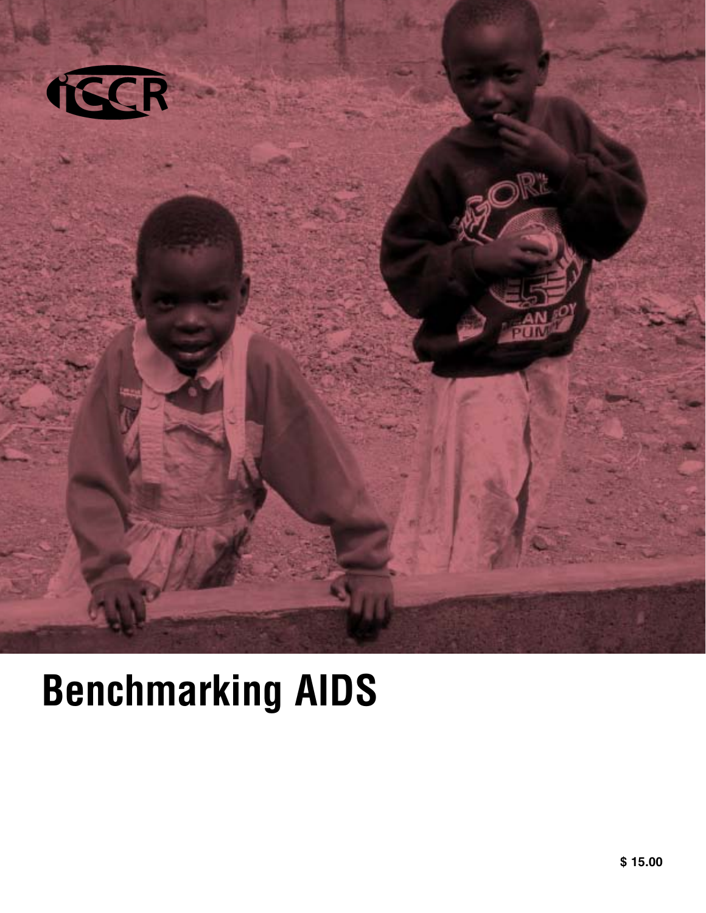ICCR

# Benchmarking AIDS

$ 15.00